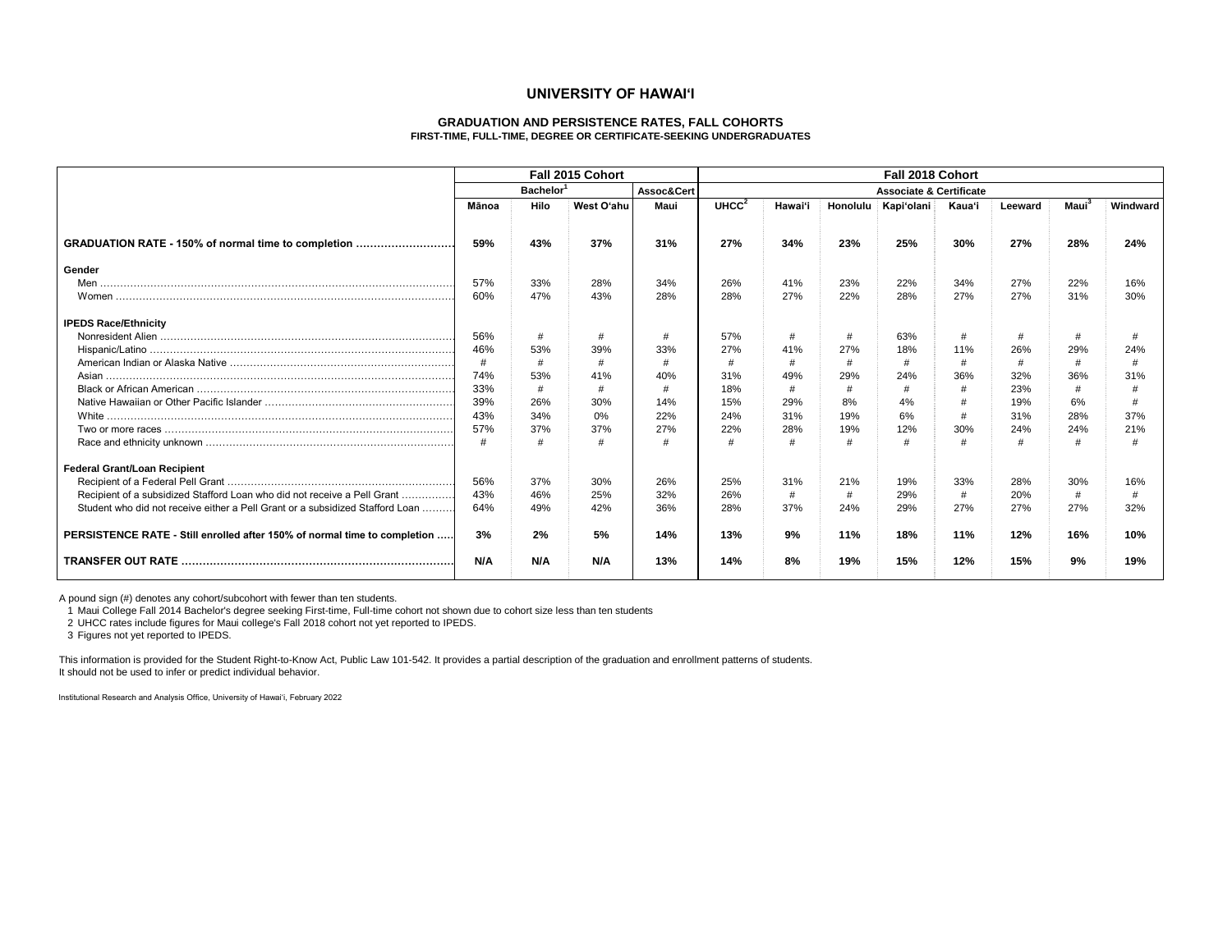# UNIVERSITY OF HAWAIʻI

## GRADUATION AND PERSISTENCE RATES, FALL COHORTS

### FIRST-TIME, FULL-TIME, DEGREE OR CERTIFICATE-SEEKING UNDERGRADUATES

| | Fall 2015 Cohort | | | | Fall 2018 Cohort | | | | | | | |
|---|---|---|---|---|---|---|---|---|---|---|---|---|
| | Bachelor[1] | | | Assoc&Cert | Associate & Certificate | | | | | | | |
| | Mānoa | Hilo | West Oʻahu | Maui | UHCC[2] | Hawaiʻi | Honolulu | Kapiʻolani | Kauaʻi | Leeward | Maui[3] | Windward |
| **GRADUATION RATE - 150% of normal time to completion** | **59%** | **43%** | **37%** | **31%** | **27%** | **34%** | **23%** | **25%** | **30%** | **27%** | **28%** | **24%** |
| **Gender** | | | | | | | | | | | | |
| Men | 57% | 33% | 28% | 34% | 26% | 41% | 23% | 22% | 34% | 27% | 22% | 16% |
| Women | 60% | 47% | 43% | 28% | 28% | 27% | 22% | 28% | 27% | 27% | 31% | 30% |
| **IPEDS Race/Ethnicity** | | | | | | | | | | | | |
| Nonresident Alien | 56% | # | # | # | 57% | # | # | 63% | # | # | # | # |
| Hispanic/Latino | 46% | 53% | 39% | 33% | 27% | 41% | 27% | 18% | 11% | 26% | 29% | 24% |
| American Indian or Alaska Native | # | # | # | # | # | # | # | # | # | # | # | # |
| Asian | 74% | 53% | 41% | 40% | 31% | 49% | 29% | 24% | 36% | 32% | 36% | 31% |
| Black or African American | 33% | # | # | # | 18% | # | # | # | # | 23% | # | # |
| Native Hawaiian or Other Pacific Islander | 39% | 26% | 30% | 14% | 15% | 29% | 8% | 4% | # | 19% | 6% | # |
| White | 43% | 34% | 0% | 22% | 24% | 31% | 19% | 6% | # | 31% | 28% | 37% |
| Two or more races | 57% | 37% | 37% | 27% | 22% | 28% | 19% | 12% | 30% | 24% | 24% | 21% |
| Race and ethnicity unknown | # | # | # | # | # | # | # | # | # | # | # | # |
| **Federal Grant/Loan Recipient** | | | | | | | | | | | | |
| Recipient of a Federal Pell Grant | 56% | 37% | 30% | 26% | 25% | 31% | 21% | 19% | 33% | 28% | 30% | 16% |
| Recipient of a subsidized Stafford Loan who did not receive a Pell Grant | 43% | 46% | 25% | 32% | 26% | # | # | 29% | # | 20% | # | # |
| Student who did not receive either a Pell Grant or a subsidized Stafford Loan | 64% | 49% | 42% | 36% | 28% | 37% | 24% | 29% | 27% | 27% | 27% | 32% |
| **PERSISTENCE RATE - Still enrolled after 150% of normal time to completion** | **3%** | **2%** | **5%** | **14%** | **13%** | **9%** | **11%** | **18%** | **11%** | **12%** | **16%** | **10%** |
| **TRANSFER OUT RATE** | **N/A** | **N/A** | **N/A** | **13%** | **14%** | **8%** | **19%** | **15%** | **12%** | **15%** | **9%** | **19%** |

A pound sign (#) denotes any cohort/subcohort with fewer than ten students.

1 Maui College Fall 2014 Bachelor's degree seeking First-time, Full-time cohort not shown due to cohort size less than ten students

2 UHCC rates include figures for Maui college's Fall 2018 cohort not yet reported to IPEDS.

3 Figures not yet reported to IPEDS.

This information is provided for the Student Right-to-Know Act, Public Law 101-542. It provides a partial description of the graduation and enrollment patterns of students.
It should not be used to infer or predict individual behavior.

Institutional Research and Analysis Office, University of Hawaiʻi, February 2022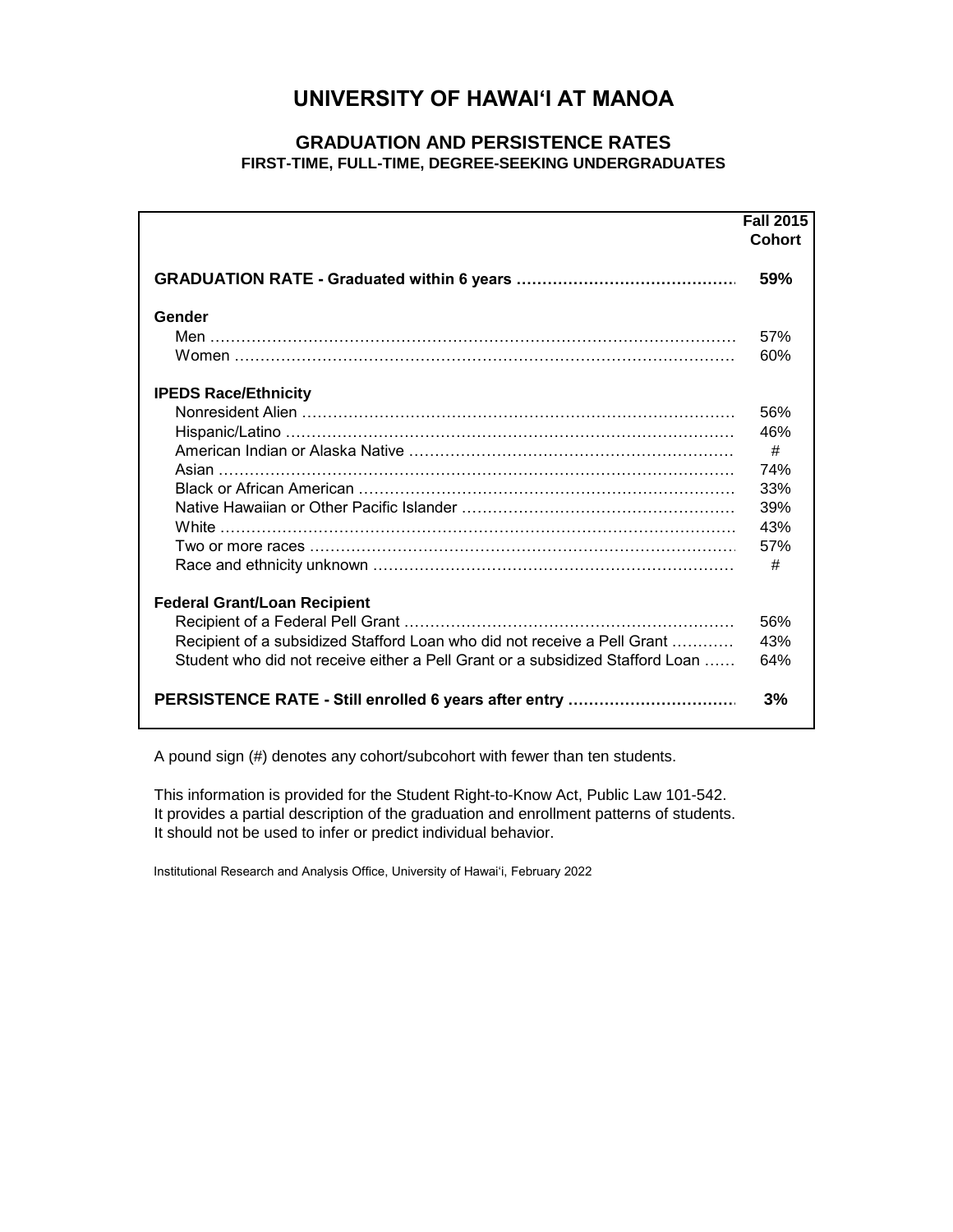# UNIVERSITY OF HAWAIʻI AT MANOA

## GRADUATION AND PERSISTENCE RATES

### FIRST-TIME, FULL-TIME, DEGREE-SEEKING UNDERGRADUATES

| | Fall 2015 Cohort |
|---|---|
| **GRADUATION RATE - Graduated within 6 years** | **59%** |
| **Gender** | |
| Men | 57% |
| Women | 60% |
| **IPEDS Race/Ethnicity** | |
| Nonresident Alien | 56% |
| Hispanic/Latino | 46% |
| American Indian or Alaska Native | # |
| Asian | 74% |
| Black or African American | 33% |
| Native Hawaiian or Other Pacific Islander | 39% |
| White | 43% |
| Two or more races | 57% |
| Race and ethnicity unknown | # |
| **Federal Grant/Loan Recipient** | |
| Recipient of a Federal Pell Grant | 56% |
| Recipient of a subsidized Stafford Loan who did not receive a Pell Grant | 43% |
| Student who did not receive either a Pell Grant or a subsidized Stafford Loan | 64% |
| **PERSISTENCE RATE - Still enrolled 6 years after entry** | **3%** |

A pound sign (#) denotes any cohort/subcohort with fewer than ten students.

This information is provided for the Student Right-to-Know Act, Public Law 101-542.
It provides a partial description of the graduation and enrollment patterns of students.
It should not be used to infer or predict individual behavior.

Institutional Research and Analysis Office, University of Hawaiʻi, February 2022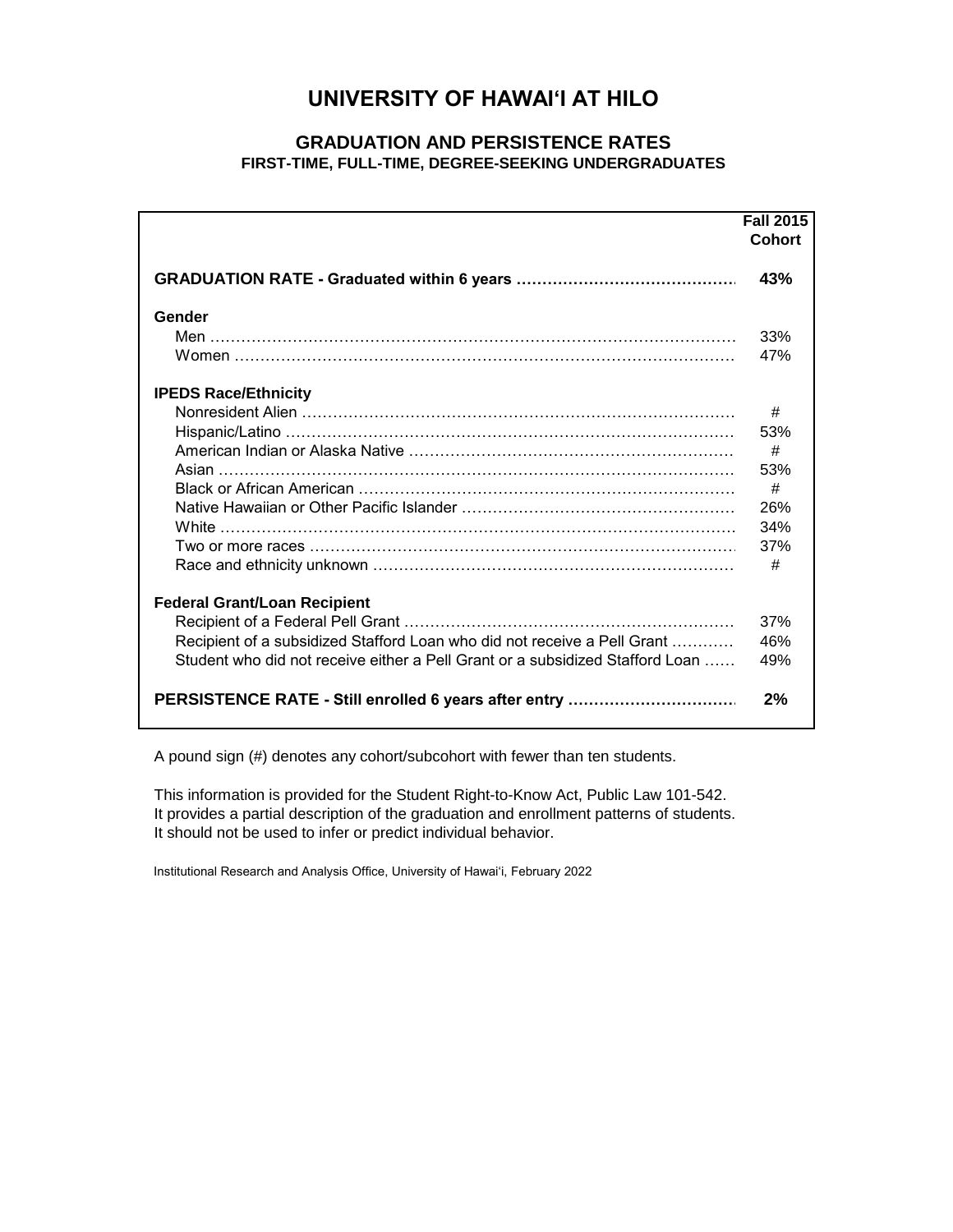# UNIVERSITY OF HAWAI'I AT HILO

## GRADUATION AND PERSISTENCE RATES

### FIRST-TIME, FULL-TIME, DEGREE-SEEKING UNDERGRADUATES

| | Fall 2015 Cohort |
|---|---|
| **GRADUATION RATE - Graduated within 6 years** | **43%** |
| **Gender** | |
| Men | 33% |
| Women | 47% |
| **IPEDS Race/Ethnicity** | |
| Nonresident Alien | # |
| Hispanic/Latino | 53% |
| American Indian or Alaska Native | # |
| Asian | 53% |
| Black or African American | # |
| Native Hawaiian or Other Pacific Islander | 26% |
| White | 34% |
| Two or more races | 37% |
| Race and ethnicity unknown | # |
| **Federal Grant/Loan Recipient** | |
| Recipient of a Federal Pell Grant | 37% |
| Recipient of a subsidized Stafford Loan who did not receive a Pell Grant | 46% |
| Student who did not receive either a Pell Grant or a subsidized Stafford Loan | 49% |
| **PERSISTENCE RATE - Still enrolled 6 years after entry** | **2%** |

A pound sign (#) denotes any cohort/subcohort with fewer than ten students.

This information is provided for the Student Right-to-Know Act, Public Law 101-542.
It provides a partial description of the graduation and enrollment patterns of students.
It should not be used to infer or predict individual behavior.

Institutional Research and Analysis Office, University of Hawai'i, February 2022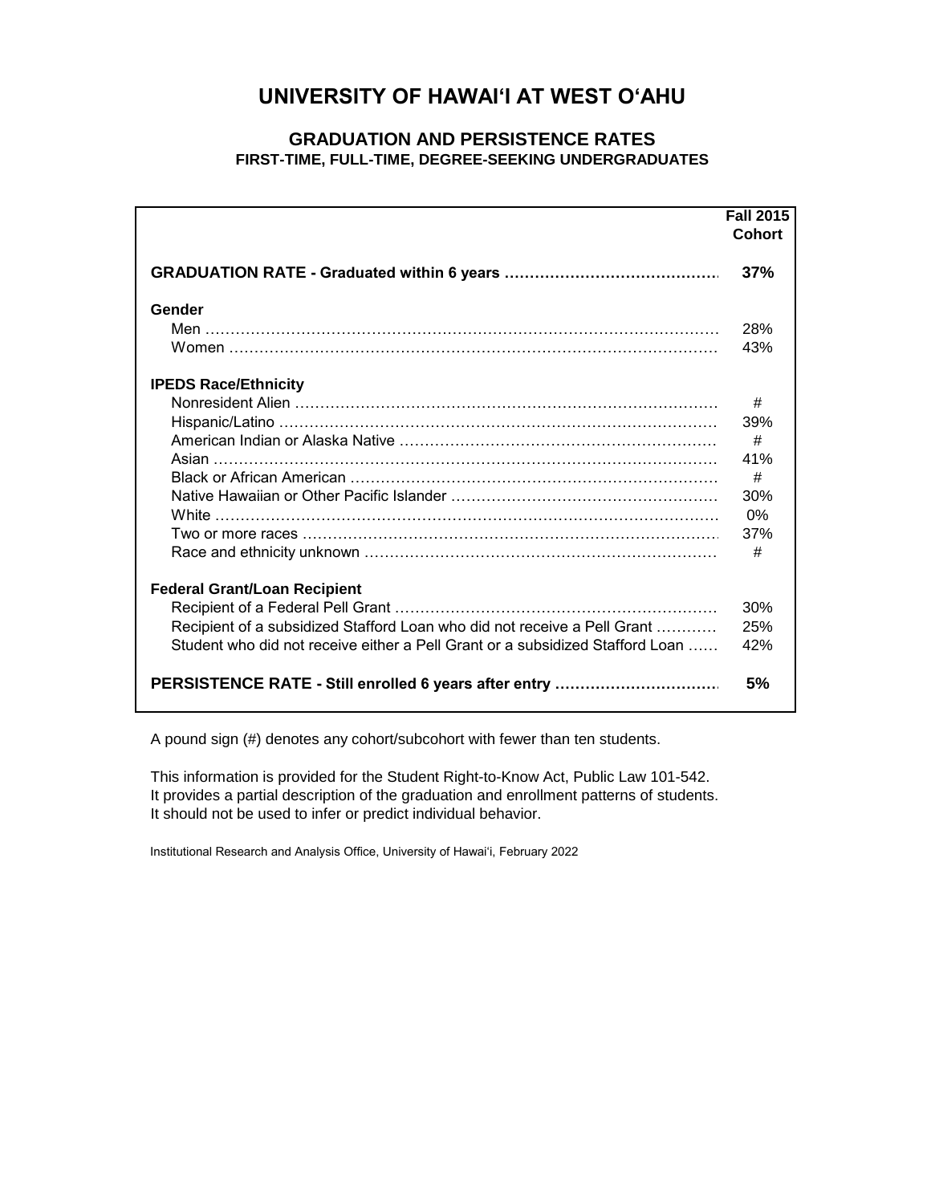# UNIVERSITY OF HAWAI'I AT WEST O'AHU

## GRADUATION AND PERSISTENCE RATES

### FIRST-TIME, FULL-TIME, DEGREE-SEEKING UNDERGRADUATES

| | Fall 2015 Cohort |
|---|---|
| **GRADUATION RATE - Graduated within 6 years** | **37%** |
| **Gender** | |
| Men | 28% |
| Women | 43% |
| **IPEDS Race/Ethnicity** | |
| Nonresident Alien | # |
| Hispanic/Latino | 39% |
| American Indian or Alaska Native | # |
| Asian | 41% |
| Black or African American | # |
| Native Hawaiian or Other Pacific Islander | 30% |
| White | 0% |
| Two or more races | 37% |
| Race and ethnicity unknown | # |
| **Federal Grant/Loan Recipient** | |
| Recipient of a Federal Pell Grant | 30% |
| Recipient of a subsidized Stafford Loan who did not receive a Pell Grant | 25% |
| Student who did not receive either a Pell Grant or a subsidized Stafford Loan | 42% |
| **PERSISTENCE RATE - Still enrolled 6 years after entry** | **5%** |

A pound sign (#) denotes any cohort/subcohort with fewer than ten students.

This information is provided for the Student Right-to-Know Act, Public Law 101-542.
It provides a partial description of the graduation and enrollment patterns of students.
It should not be used to infer or predict individual behavior.

Institutional Research and Analysis Office, University of Hawai'i, February 2022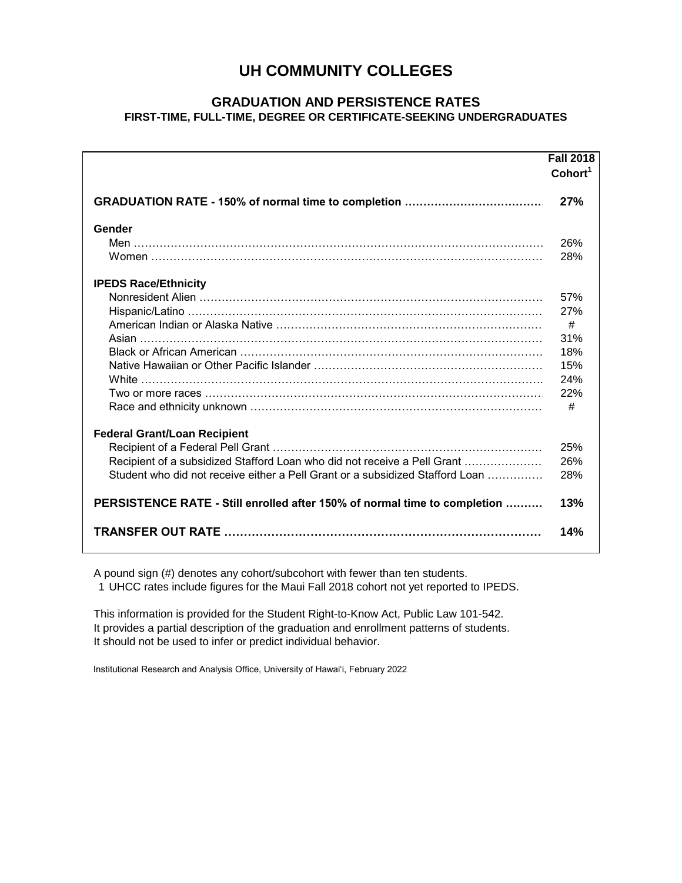# UH COMMUNITY COLLEGES

## GRADUATION AND PERSISTENCE RATES

### FIRST-TIME, FULL-TIME, DEGREE OR CERTIFICATE-SEEKING UNDERGRADUATES

| | Fall 2018 Cohort[1] |
|---|---|
| **GRADUATION RATE - 150% of normal time to completion** | **27%** |
| **Gender** | |
| Men | 26% |
| Women | 28% |
| **IPEDS Race/Ethnicity** | |
| Nonresident Alien | 57% |
| Hispanic/Latino | 27% |
| American Indian or Alaska Native | # |
| Asian | 31% |
| Black or African American | 18% |
| Native Hawaiian or Other Pacific Islander | 15% |
| White | 24% |
| Two or more races | 22% |
| Race and ethnicity unknown | # |
| **Federal Grant/Loan Recipient** | |
| Recipient of a Federal Pell Grant | 25% |
| Recipient of a subsidized Stafford Loan who did not receive a Pell Grant | 26% |
| Student who did not receive either a Pell Grant or a subsidized Stafford Loan | 28% |
| **PERSISTENCE RATE - Still enrolled after 150% of normal time to completion** | **13%** |
| **TRANSFER OUT RATE** | **14%** |

A pound sign (#) denotes any cohort/subcohort with fewer than ten students.
1 UHCC rates include figures for the Maui Fall 2018 cohort not yet reported to IPEDS.

This information is provided for the Student Right-to-Know Act, Public Law 101-542.
It provides a partial description of the graduation and enrollment patterns of students.
It should not be used to infer or predict individual behavior.

Institutional Research and Analysis Office, University of Hawai‘i, February 2022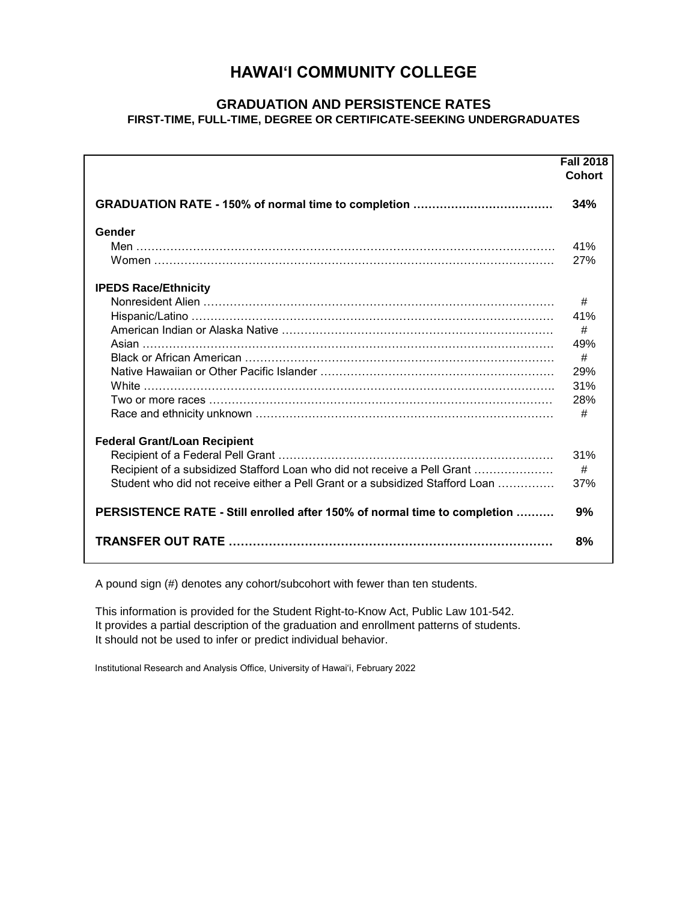# HAWAI'I COMMUNITY COLLEGE

## GRADUATION AND PERSISTENCE RATES

### FIRST-TIME, FULL-TIME, DEGREE OR CERTIFICATE-SEEKING UNDERGRADUATES

| | Fall 2018 Cohort |
|---|---|
| **GRADUATION RATE - 150% of normal time to completion** | **34%** |
| **Gender** | |
| Men | 41% |
| Women | 27% |
| **IPEDS Race/Ethnicity** | |
| Nonresident Alien | # |
| Hispanic/Latino | 41% |
| American Indian or Alaska Native | # |
| Asian | 49% |
| Black or African American | # |
| Native Hawaiian or Other Pacific Islander | 29% |
| White | 31% |
| Two or more races | 28% |
| Race and ethnicity unknown | # |
| **Federal Grant/Loan Recipient** | |
| Recipient of a Federal Pell Grant | 31% |
| Recipient of a subsidized Stafford Loan who did not receive a Pell Grant | # |
| Student who did not receive either a Pell Grant or a subsidized Stafford Loan | 37% |
| **PERSISTENCE RATE - Still enrolled after 150% of normal time to completion** | **9%** |
| **TRANSFER OUT RATE** | **8%** |

A pound sign (#) denotes any cohort/subcohort with fewer than ten students.

This information is provided for the Student Right-to-Know Act, Public Law 101-542.
It provides a partial description of the graduation and enrollment patterns of students.
It should not be used to infer or predict individual behavior.

Institutional Research and Analysis Office, University of Hawai'i, February 2022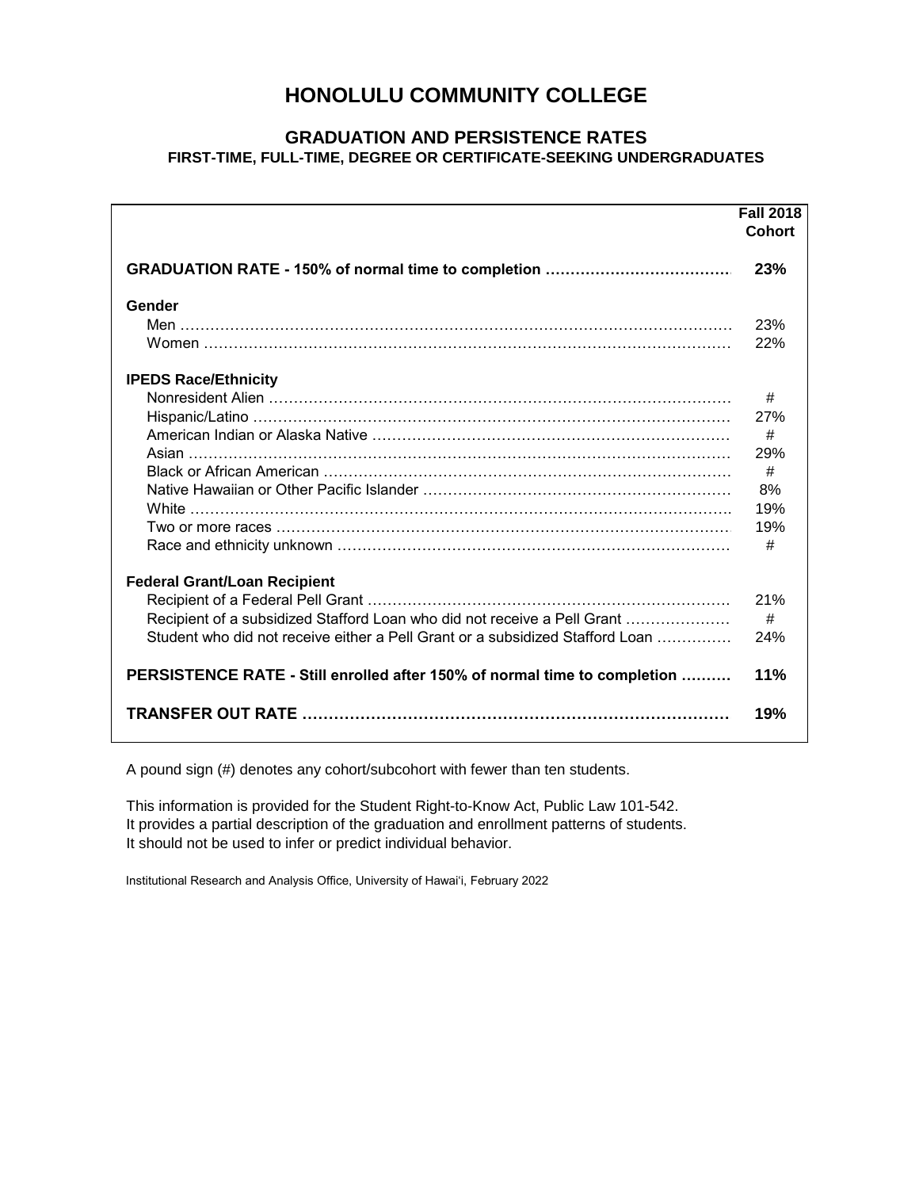# HONOLULU COMMUNITY COLLEGE

## GRADUATION AND PERSISTENCE RATES

### FIRST-TIME, FULL-TIME, DEGREE OR CERTIFICATE-SEEKING UNDERGRADUATES

| | Fall 2018 Cohort |
|---|---|
| **GRADUATION RATE - 150% of normal time to completion** | **23%** |
| **Gender** | |
| Men | 23% |
| Women | 22% |
| **IPEDS Race/Ethnicity** | |
| Nonresident Alien | # |
| Hispanic/Latino | 27% |
| American Indian or Alaska Native | # |
| Asian | 29% |
| Black or African American | # |
| Native Hawaiian or Other Pacific Islander | 8% |
| White | 19% |
| Two or more races | 19% |
| Race and ethnicity unknown | # |
| **Federal Grant/Loan Recipient** | |
| Recipient of a Federal Pell Grant | 21% |
| Recipient of a subsidized Stafford Loan who did not receive a Pell Grant | # |
| Student who did not receive either a Pell Grant or a subsidized Stafford Loan | 24% |
| **PERSISTENCE RATE - Still enrolled after 150% of normal time to completion** | **11%** |
| **TRANSFER OUT RATE** | **19%** |

A pound sign (#) denotes any cohort/subcohort with fewer than ten students.

This information is provided for the Student Right-to-Know Act, Public Law 101-542.
It provides a partial description of the graduation and enrollment patterns of students.
It should not be used to infer or predict individual behavior.

Institutional Research and Analysis Office, University of Hawaiʻi, February 2022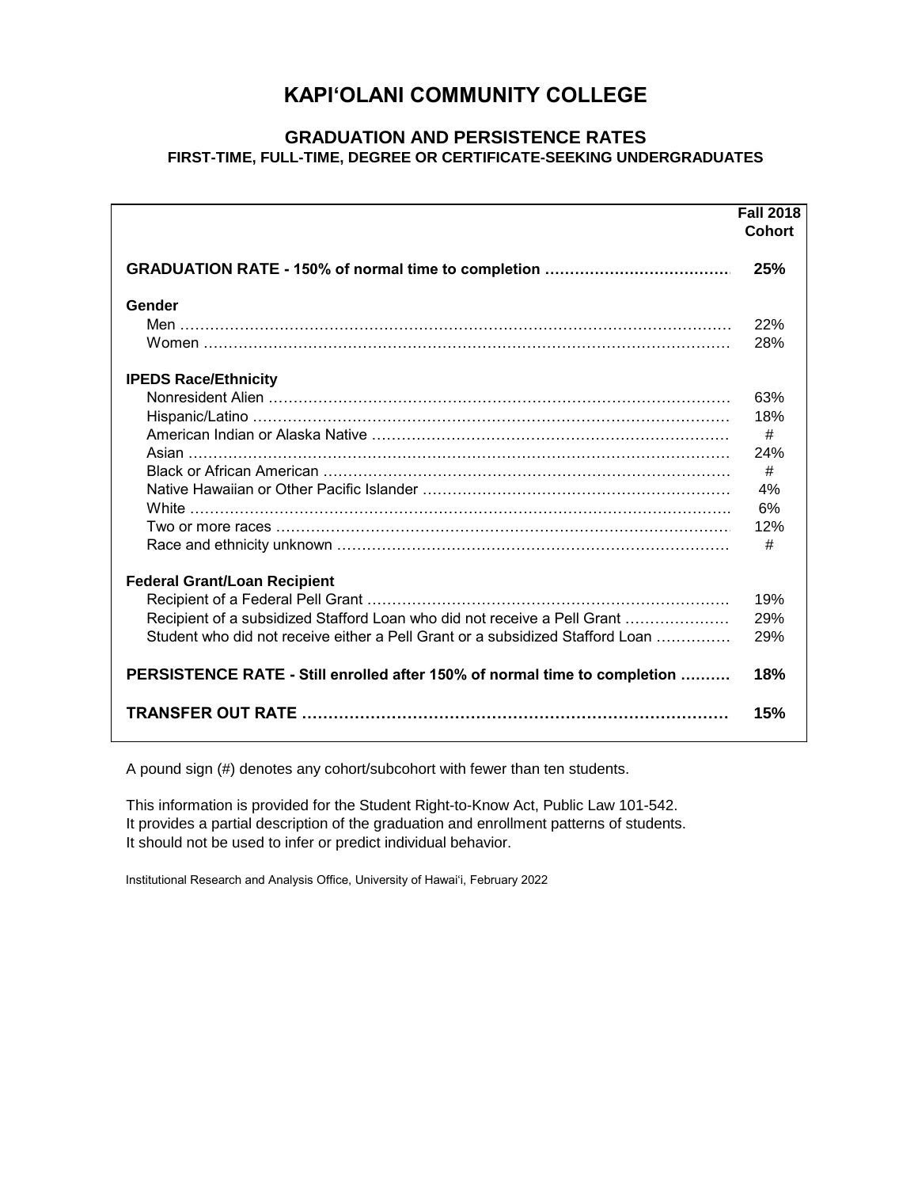# KAPI‘OLANI COMMUNITY COLLEGE

## GRADUATION AND PERSISTENCE RATES

### FIRST-TIME, FULL-TIME, DEGREE OR CERTIFICATE-SEEKING UNDERGRADUATES

| | Fall 2018 Cohort |
|---|---|
| **GRADUATION RATE - 150% of normal time to completion** | **25%** |
| **Gender** | |
| Men | 22% |
| Women | 28% |
| **IPEDS Race/Ethnicity** | |
| Nonresident Alien | 63% |
| Hispanic/Latino | 18% |
| American Indian or Alaska Native | # |
| Asian | 24% |
| Black or African American | # |
| Native Hawaiian or Other Pacific Islander | 4% |
| White | 6% |
| Two or more races | 12% |
| Race and ethnicity unknown | # |
| **Federal Grant/Loan Recipient** | |
| Recipient of a Federal Pell Grant | 19% |
| Recipient of a subsidized Stafford Loan who did not receive a Pell Grant | 29% |
| Student who did not receive either a Pell Grant or a subsidized Stafford Loan | 29% |
| **PERSISTENCE RATE - Still enrolled after 150% of normal time to completion** | **18%** |
| **TRANSFER OUT RATE** | **15%** |

A pound sign (#) denotes any cohort/subcohort with fewer than ten students.

This information is provided for the Student Right-to-Know Act, Public Law 101-542.
It provides a partial description of the graduation and enrollment patterns of students.
It should not be used to infer or predict individual behavior.

Institutional Research and Analysis Office, University of Hawai‘i, February 2022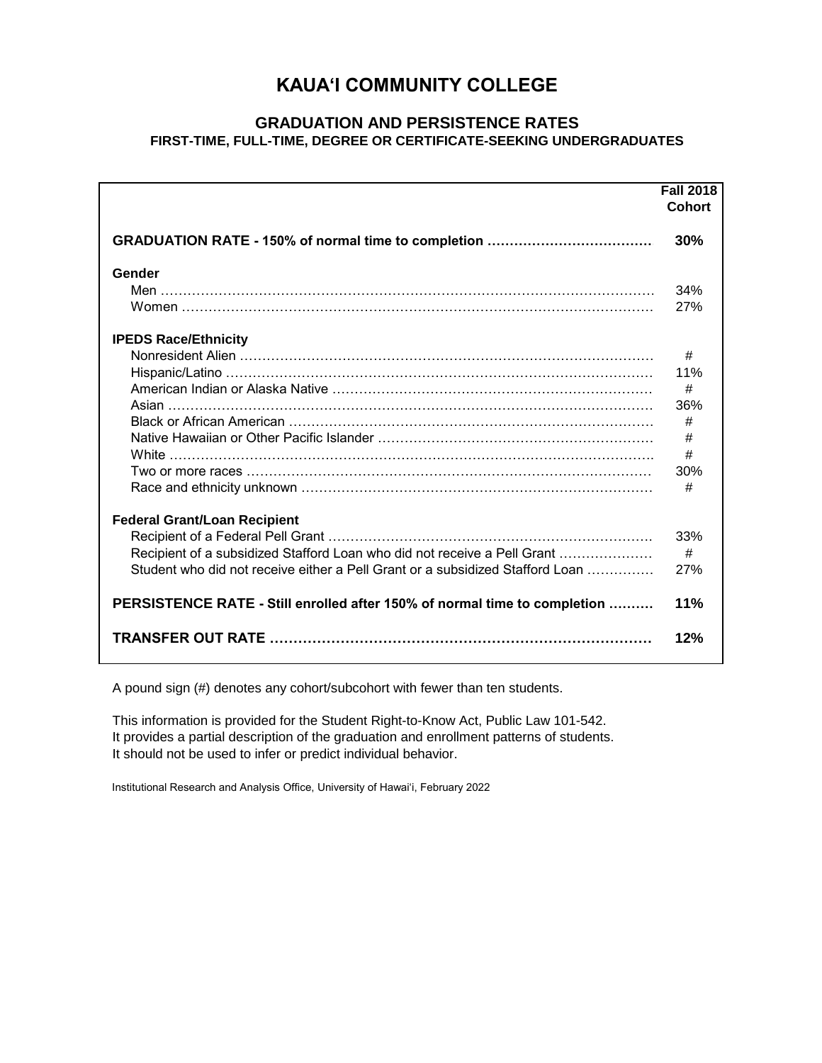# KAUA'I COMMUNITY COLLEGE

## GRADUATION AND PERSISTENCE RATES

### FIRST-TIME, FULL-TIME, DEGREE OR CERTIFICATE-SEEKING UNDERGRADUATES

| | Fall 2018 Cohort |
|---|---|
| **GRADUATION RATE - 150% of normal time to completion** | **30%** |
| **Gender** | |
| Men | 34% |
| Women | 27% |
| **IPEDS Race/Ethnicity** | |
| Nonresident Alien | # |
| Hispanic/Latino | 11% |
| American Indian or Alaska Native | # |
| Asian | 36% |
| Black or African American | # |
| Native Hawaiian or Other Pacific Islander | # |
| White | # |
| Two or more races | 30% |
| Race and ethnicity unknown | # |
| **Federal Grant/Loan Recipient** | |
| Recipient of a Federal Pell Grant | 33% |
| Recipient of a subsidized Stafford Loan who did not receive a Pell Grant | # |
| Student who did not receive either a Pell Grant or a subsidized Stafford Loan | 27% |
| **PERSISTENCE RATE - Still enrolled after 150% of normal time to completion** | **11%** |
| **TRANSFER OUT RATE** | **12%** |

A pound sign (#) denotes any cohort/subcohort with fewer than ten students.

This information is provided for the Student Right-to-Know Act, Public Law 101-542.
It provides a partial description of the graduation and enrollment patterns of students.
It should not be used to infer or predict individual behavior.

Institutional Research and Analysis Office, University of Hawai'i, February 2022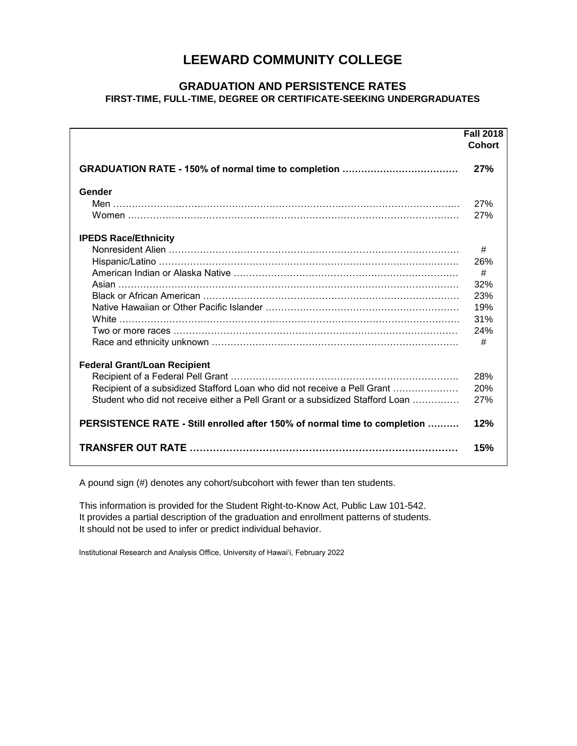# LEEWARD COMMUNITY COLLEGE

## GRADUATION AND PERSISTENCE RATES

### FIRST-TIME, FULL-TIME, DEGREE OR CERTIFICATE-SEEKING UNDERGRADUATES

| | Fall 2018 Cohort |
|---|---|
| **GRADUATION RATE - 150% of normal time to completion** | **27%** |
| **Gender** | |
| Men | 27% |
| Women | 27% |
| **IPEDS Race/Ethnicity** | |
| Nonresident Alien | # |
| Hispanic/Latino | 26% |
| American Indian or Alaska Native | # |
| Asian | 32% |
| Black or African American | 23% |
| Native Hawaiian or Other Pacific Islander | 19% |
| White | 31% |
| Two or more races | 24% |
| Race and ethnicity unknown | # |
| **Federal Grant/Loan Recipient** | |
| Recipient of a Federal Pell Grant | 28% |
| Recipient of a subsidized Stafford Loan who did not receive a Pell Grant | 20% |
| Student who did not receive either a Pell Grant or a subsidized Stafford Loan | 27% |
| **PERSISTENCE RATE - Still enrolled after 150% of normal time to completion** | **12%** |
| **TRANSFER OUT RATE** | **15%** |

A pound sign (#) denotes any cohort/subcohort with fewer than ten students.

This information is provided for the Student Right-to-Know Act, Public Law 101-542.
It provides a partial description of the graduation and enrollment patterns of students.
It should not be used to infer or predict individual behavior.

Institutional Research and Analysis Office, University of Hawai'i, February 2022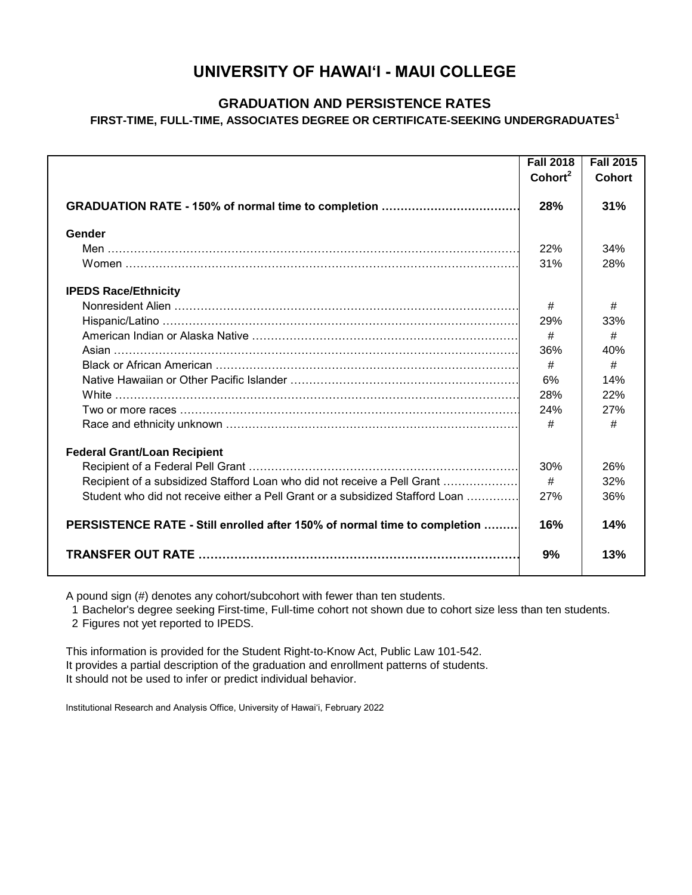# UNIVERSITY OF HAWAI'I - MAUI COLLEGE

## GRADUATION AND PERSISTENCE RATES

### FIRST-TIME, FULL-TIME, ASSOCIATES DEGREE OR CERTIFICATE-SEEKING UNDERGRADUATES[1]

| | Fall 2018 Cohort[2] | Fall 2015 Cohort |
|---|---|---|
| **GRADUATION RATE - 150% of normal time to completion** | **28%** | **31%** |
| **Gender** | | |
| Men | 22% | 34% |
| Women | 31% | 28% |
| **IPEDS Race/Ethnicity** | | |
| Nonresident Alien | # | # |
| Hispanic/Latino | 29% | 33% |
| American Indian or Alaska Native | # | # |
| Asian | 36% | 40% |
| Black or African American | # | # |
| Native Hawaiian or Other Pacific Islander | 6% | 14% |
| White | 28% | 22% |
| Two or more races | 24% | 27% |
| Race and ethnicity unknown | # | # |
| **Federal Grant/Loan Recipient** | | |
| Recipient of a Federal Pell Grant | 30% | 26% |
| Recipient of a subsidized Stafford Loan who did not receive a Pell Grant | # | 32% |
| Student who did not receive either a Pell Grant or a subsidized Stafford Loan | 27% | 36% |
| **PERSISTENCE RATE - Still enrolled after 150% of normal time to completion** | **16%** | **14%** |
| **TRANSFER OUT RATE** | **9%** | **13%** |

A pound sign (#) denotes any cohort/subcohort with fewer than ten students.

1 Bachelor's degree seeking First-time, Full-time cohort not shown due to cohort size less than ten students.

2 Figures not yet reported to IPEDS.

This information is provided for the Student Right-to-Know Act, Public Law 101-542.
It provides a partial description of the graduation and enrollment patterns of students.
It should not be used to infer or predict individual behavior.

Institutional Research and Analysis Office, University of Hawai'i, February 2022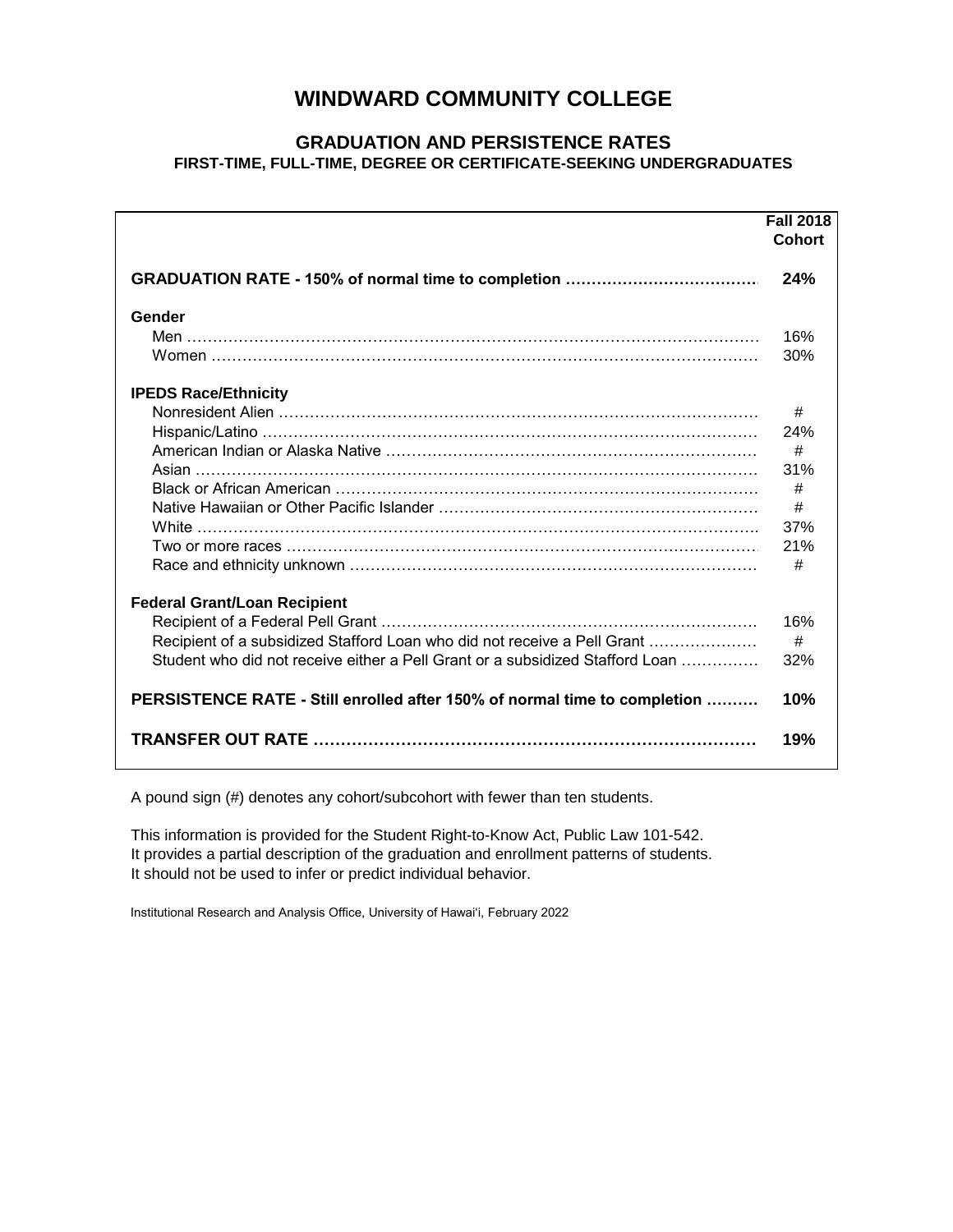# WINDWARD COMMUNITY COLLEGE

## GRADUATION AND PERSISTENCE RATES

### FIRST-TIME, FULL-TIME, DEGREE OR CERTIFICATE-SEEKING UNDERGRADUATES

| | Fall 2018 Cohort |
|---|---|
| **GRADUATION RATE - 150% of normal time to completion** | **24%** |
| **Gender** | |
| Men | 16% |
| Women | 30% |
| **IPEDS Race/Ethnicity** | |
| Nonresident Alien | # |
| Hispanic/Latino | 24% |
| American Indian or Alaska Native | # |
| Asian | 31% |
| Black or African American | # |
| Native Hawaiian or Other Pacific Islander | # |
| White | 37% |
| Two or more races | 21% |
| Race and ethnicity unknown | # |
| **Federal Grant/Loan Recipient** | |
| Recipient of a Federal Pell Grant | 16% |
| Recipient of a subsidized Stafford Loan who did not receive a Pell Grant | # |
| Student who did not receive either a Pell Grant or a subsidized Stafford Loan | 32% |
| **PERSISTENCE RATE - Still enrolled after 150% of normal time to completion** | **10%** |
| **TRANSFER OUT RATE** | **19%** |

A pound sign (#) denotes any cohort/subcohort with fewer than ten students.

This information is provided for the Student Right-to-Know Act, Public Law 101-542.
It provides a partial description of the graduation and enrollment patterns of students.
It should not be used to infer or predict individual behavior.

Institutional Research and Analysis Office, University of Hawaiʻi, February 2022